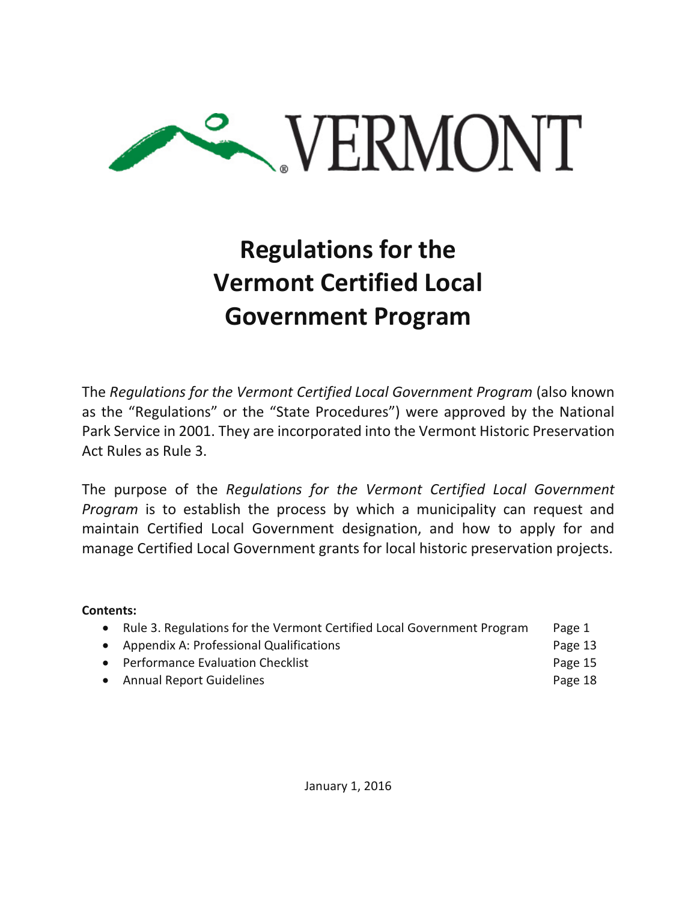VERMONT

# Regulations for the Vermont Certified Local Government Program

The *Regulations for the Vermont Certified Local Government Program* (also known as the "Regulations" or the "State Procedures") were approved by the National Park Service in 2001. They are incorporated into the Vermont Historic Preservation Act Rules as Rule 3.

The purpose of the *Regulations for the Vermont Certified Local Government Program* is to establish the process by which a municipality can request and maintain Certified Local Government designation, and how to apply for and manage Certified Local Government grants for local historic preservation projects.

**Contents:**

- Rule 3. Regulations for the Vermont Certified Local Government Program — Page 1
- Appendix A: Professional Qualifications — Page 13
- Performance Evaluation Checklist — Page 15
- Annual Report Guidelines — Page 18

January 1, 2016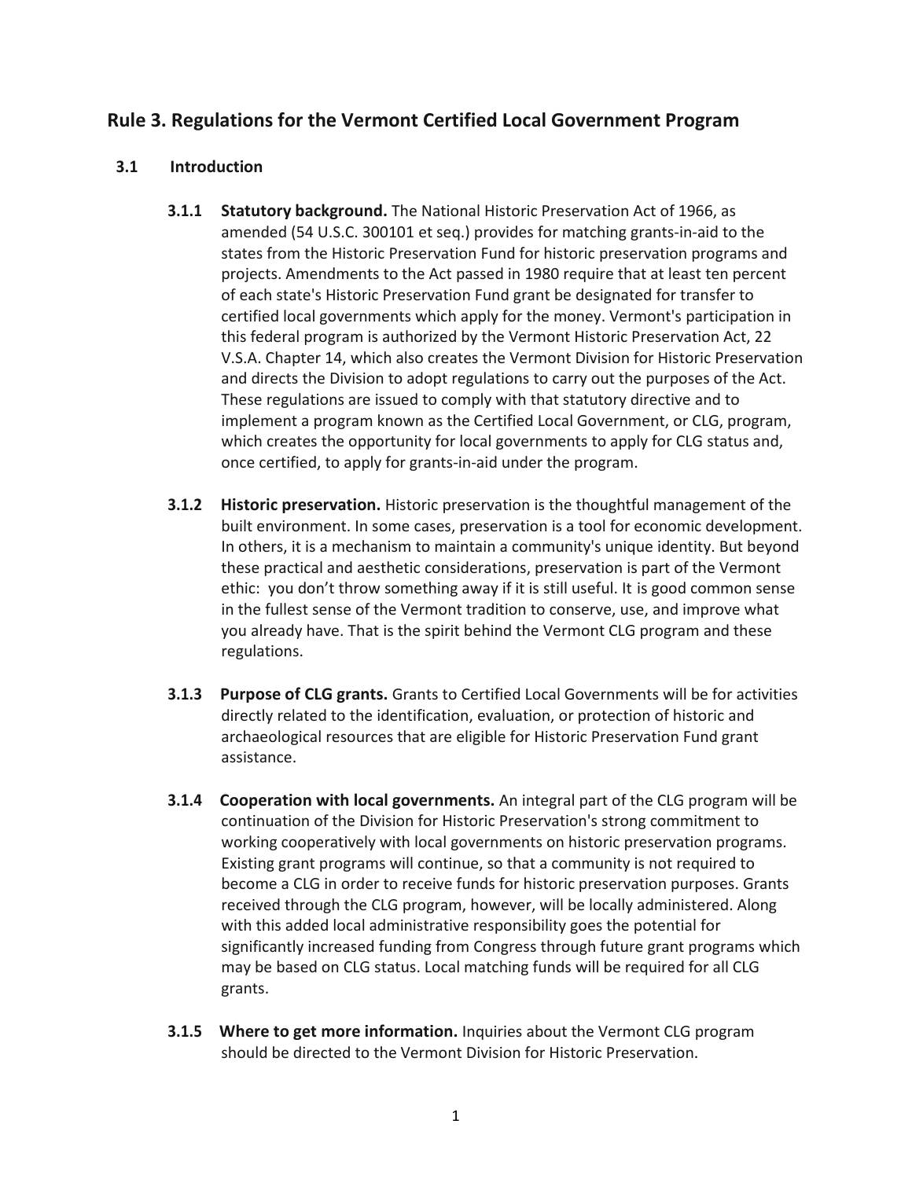# Rule 3. Regulations for the Vermont Certified Local Government Program

## 3.1 Introduction

**3.1.1 Statutory background.** The National Historic Preservation Act of 1966, as amended (54 U.S.C. 300101 et seq.) provides for matching grants-in-aid to the states from the Historic Preservation Fund for historic preservation programs and projects. Amendments to the Act passed in 1980 require that at least ten percent of each state's Historic Preservation Fund grant be designated for transfer to certified local governments which apply for the money. Vermont's participation in this federal program is authorized by the Vermont Historic Preservation Act, 22 V.S.A. Chapter 14, which also creates the Vermont Division for Historic Preservation and directs the Division to adopt regulations to carry out the purposes of the Act. These regulations are issued to comply with that statutory directive and to implement a program known as the Certified Local Government, or CLG, program, which creates the opportunity for local governments to apply for CLG status and, once certified, to apply for grants-in-aid under the program.

**3.1.2 Historic preservation.** Historic preservation is the thoughtful management of the built environment. In some cases, preservation is a tool for economic development. In others, it is a mechanism to maintain a community's unique identity. But beyond these practical and aesthetic considerations, preservation is part of the Vermont ethic: you don't throw something away if it is still useful. It is good common sense in the fullest sense of the Vermont tradition to conserve, use, and improve what you already have. That is the spirit behind the Vermont CLG program and these regulations.

**3.1.3 Purpose of CLG grants.** Grants to Certified Local Governments will be for activities directly related to the identification, evaluation, or protection of historic and archaeological resources that are eligible for Historic Preservation Fund grant assistance.

**3.1.4 Cooperation with local governments.** An integral part of the CLG program will be continuation of the Division for Historic Preservation's strong commitment to working cooperatively with local governments on historic preservation programs. Existing grant programs will continue, so that a community is not required to become a CLG in order to receive funds for historic preservation purposes. Grants received through the CLG program, however, will be locally administered. Along with this added local administrative responsibility goes the potential for significantly increased funding from Congress through future grant programs which may be based on CLG status. Local matching funds will be required for all CLG grants.

**3.1.5 Where to get more information.** Inquiries about the Vermont CLG program should be directed to the Vermont Division for Historic Preservation.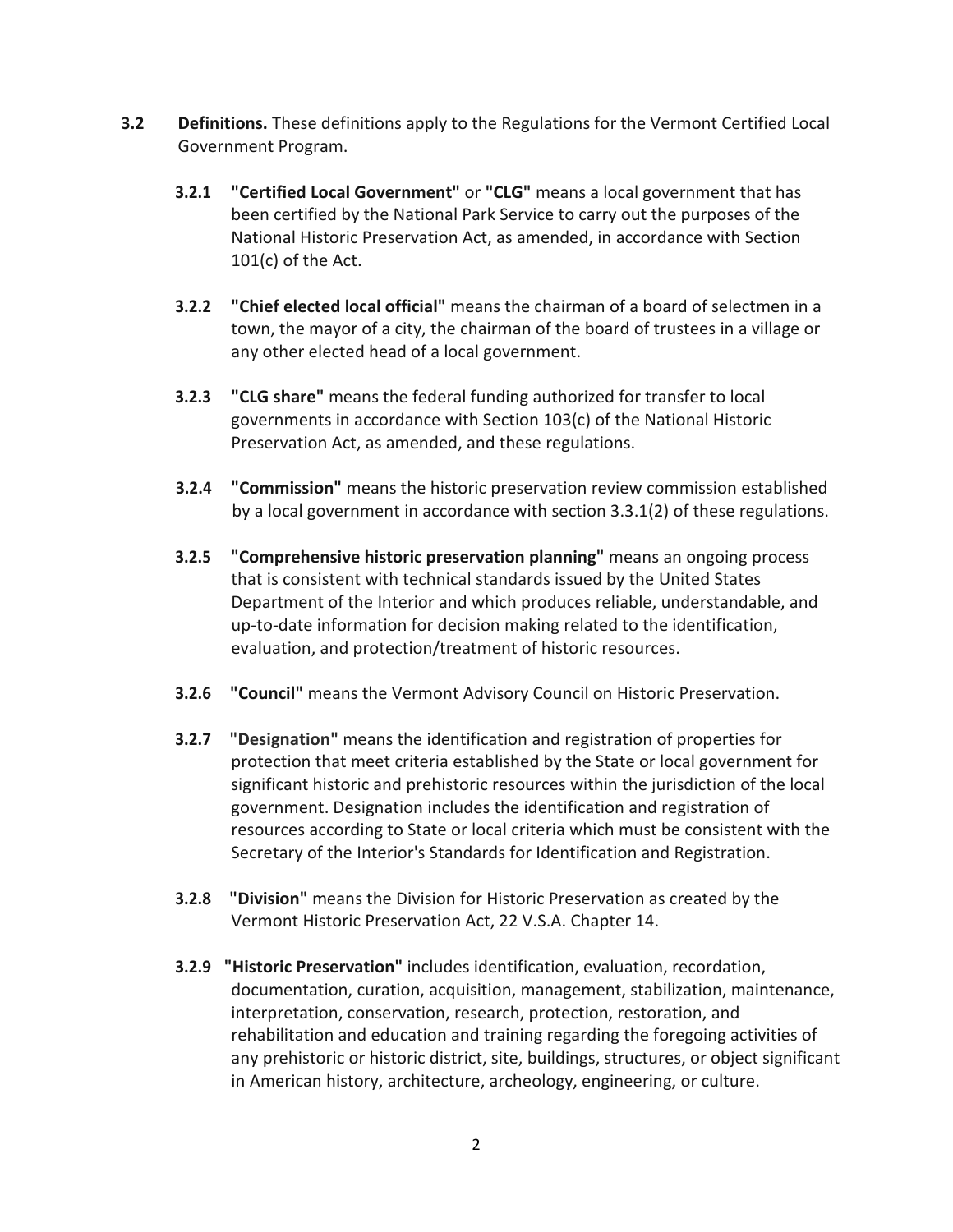**3.2 Definitions.** These definitions apply to the Regulations for the Vermont Certified Local Government Program.

**3.2.1 "Certified Local Government"** or **"CLG"** means a local government that has been certified by the National Park Service to carry out the purposes of the National Historic Preservation Act, as amended, in accordance with Section 101(c) of the Act.

**3.2.2 "Chief elected local official"** means the chairman of a board of selectmen in a town, the mayor of a city, the chairman of the board of trustees in a village or any other elected head of a local government.

**3.2.3 "CLG share"** means the federal funding authorized for transfer to local governments in accordance with Section 103(c) of the National Historic Preservation Act, as amended, and these regulations.

**3.2.4 "Commission"** means the historic preservation review commission established by a local government in accordance with section 3.3.1(2) of these regulations.

**3.2.5 "Comprehensive historic preservation planning"** means an ongoing process that is consistent with technical standards issued by the United States Department of the Interior and which produces reliable, understandable, and up-to-date information for decision making related to the identification, evaluation, and protection/treatment of historic resources.

**3.2.6 "Council"** means the Vermont Advisory Council on Historic Preservation.

**3.2.7 "Designation"** means the identification and registration of properties for protection that meet criteria established by the State or local government for significant historic and prehistoric resources within the jurisdiction of the local government. Designation includes the identification and registration of resources according to State or local criteria which must be consistent with the Secretary of the Interior's Standards for Identification and Registration.

**3.2.8 "Division"** means the Division for Historic Preservation as created by the Vermont Historic Preservation Act, 22 V.S.A. Chapter 14.

**3.2.9 "Historic Preservation"** includes identification, evaluation, recordation, documentation, curation, acquisition, management, stabilization, maintenance, interpretation, conservation, research, protection, restoration, and rehabilitation and education and training regarding the foregoing activities of any prehistoric or historic district, site, buildings, structures, or object significant in American history, architecture, archeology, engineering, or culture.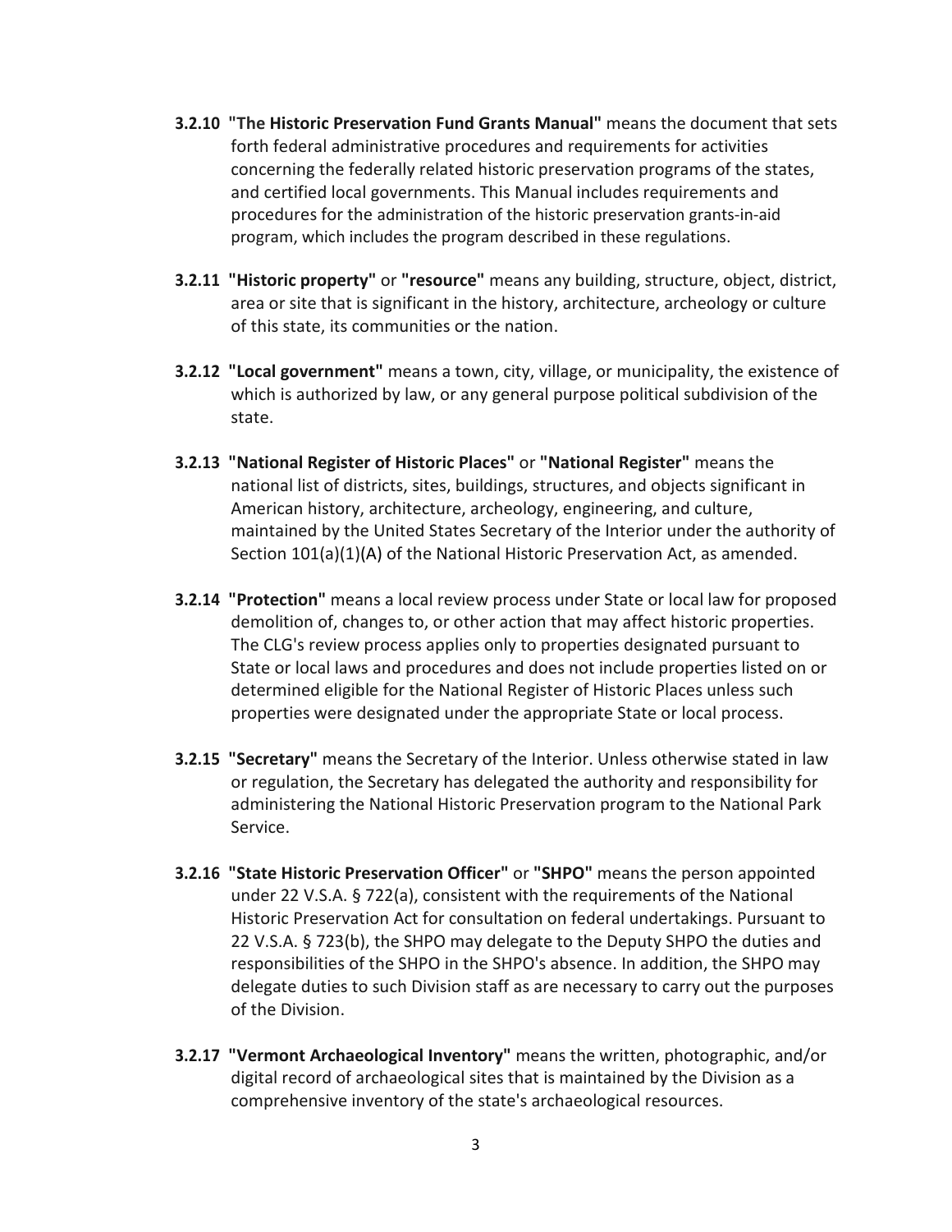**3.2.10 "The Historic Preservation Fund Grants Manual"** means the document that sets forth federal administrative procedures and requirements for activities concerning the federally related historic preservation programs of the states, and certified local governments. This Manual includes requirements and procedures for the administration of the historic preservation grants-in-aid program, which includes the program described in these regulations.

**3.2.11 "Historic property"** or **"resource"** means any building, structure, object, district, area or site that is significant in the history, architecture, archeology or culture of this state, its communities or the nation.

**3.2.12 "Local government"** means a town, city, village, or municipality, the existence of which is authorized by law, or any general purpose political subdivision of the state.

**3.2.13 "National Register of Historic Places"** or **"National Register"** means the national list of districts, sites, buildings, structures, and objects significant in American history, architecture, archeology, engineering, and culture, maintained by the United States Secretary of the Interior under the authority of Section 101(a)(1)(A) of the National Historic Preservation Act, as amended.

**3.2.14 "Protection"** means a local review process under State or local law for proposed demolition of, changes to, or other action that may affect historic properties. The CLG's review process applies only to properties designated pursuant to State or local laws and procedures and does not include properties listed on or determined eligible for the National Register of Historic Places unless such properties were designated under the appropriate State or local process.

**3.2.15 "Secretary"** means the Secretary of the Interior. Unless otherwise stated in law or regulation, the Secretary has delegated the authority and responsibility for administering the National Historic Preservation program to the National Park Service.

**3.2.16 "State Historic Preservation Officer"** or **"SHPO"** means the person appointed under 22 V.S.A. § 722(a), consistent with the requirements of the National Historic Preservation Act for consultation on federal undertakings. Pursuant to 22 V.S.A. § 723(b), the SHPO may delegate to the Deputy SHPO the duties and responsibilities of the SHPO in the SHPO's absence. In addition, the SHPO may delegate duties to such Division staff as are necessary to carry out the purposes of the Division.

**3.2.17 "Vermont Archaeological Inventory"** means the written, photographic, and/or digital record of archaeological sites that is maintained by the Division as a comprehensive inventory of the state's archaeological resources.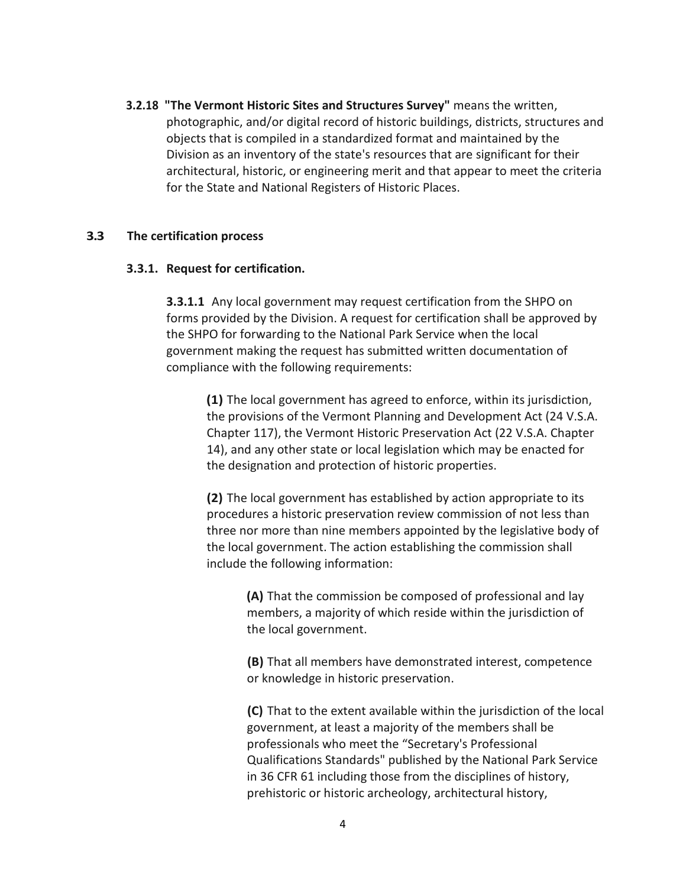**3.2.18 "The Vermont Historic Sites and Structures Survey"** means the written, photographic, and/or digital record of historic buildings, districts, structures and objects that is compiled in a standardized format and maintained by the Division as an inventory of the state's resources that are significant for their architectural, historic, or engineering merit and that appear to meet the criteria for the State and National Registers of Historic Places.

## 3.3 The certification process

### 3.3.1. Request for certification.

**3.3.1.1** Any local government may request certification from the SHPO on forms provided by the Division. A request for certification shall be approved by the SHPO for forwarding to the National Park Service when the local government making the request has submitted written documentation of compliance with the following requirements:

**(1)** The local government has agreed to enforce, within its jurisdiction, the provisions of the Vermont Planning and Development Act (24 V.S.A. Chapter 117), the Vermont Historic Preservation Act (22 V.S.A. Chapter 14), and any other state or local legislation which may be enacted for the designation and protection of historic properties.

**(2)** The local government has established by action appropriate to its procedures a historic preservation review commission of not less than three nor more than nine members appointed by the legislative body of the local government. The action establishing the commission shall include the following information:

**(A)** That the commission be composed of professional and lay members, a majority of which reside within the jurisdiction of the local government.

**(B)** That all members have demonstrated interest, competence or knowledge in historic preservation.

**(C)** That to the extent available within the jurisdiction of the local government, at least a majority of the members shall be professionals who meet the "Secretary's Professional Qualifications Standards" published by the National Park Service in 36 CFR 61 including those from the disciplines of history, prehistoric or historic archeology, architectural history,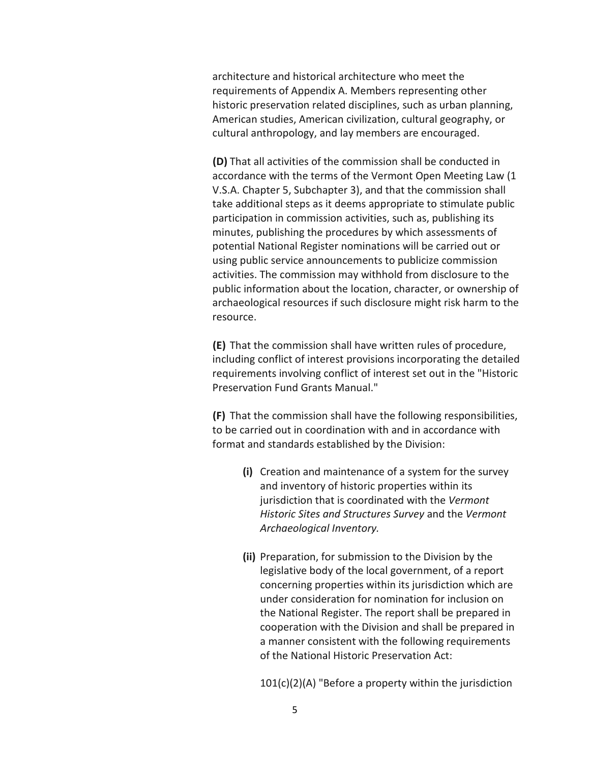architecture and historical architecture who meet the requirements of Appendix A. Members representing other historic preservation related disciplines, such as urban planning, American studies, American civilization, cultural geography, or cultural anthropology, and lay members are encouraged.

**(D)** That all activities of the commission shall be conducted in accordance with the terms of the Vermont Open Meeting Law (1 V.S.A. Chapter 5, Subchapter 3), and that the commission shall take additional steps as it deems appropriate to stimulate public participation in commission activities, such as, publishing its minutes, publishing the procedures by which assessments of potential National Register nominations will be carried out or using public service announcements to publicize commission activities. The commission may withhold from disclosure to the public information about the location, character, or ownership of archaeological resources if such disclosure might risk harm to the resource.

**(E)** That the commission shall have written rules of procedure, including conflict of interest provisions incorporating the detailed requirements involving conflict of interest set out in the "Historic Preservation Fund Grants Manual."

**(F)** That the commission shall have the following responsibilities, to be carried out in coordination with and in accordance with format and standards established by the Division:

> **(i)** Creation and maintenance of a system for the survey and inventory of historic properties within its jurisdiction that is coordinated with the *Vermont Historic Sites and Structures Survey* and the *Vermont Archaeological Inventory.*
>
> **(ii)** Preparation, for submission to the Division by the legislative body of the local government, of a report concerning properties within its jurisdiction which are under consideration for nomination for inclusion on the National Register. The report shall be prepared in cooperation with the Division and shall be prepared in a manner consistent with the following requirements of the National Historic Preservation Act:
>
> 101(c)(2)(A) "Before a property within the jurisdiction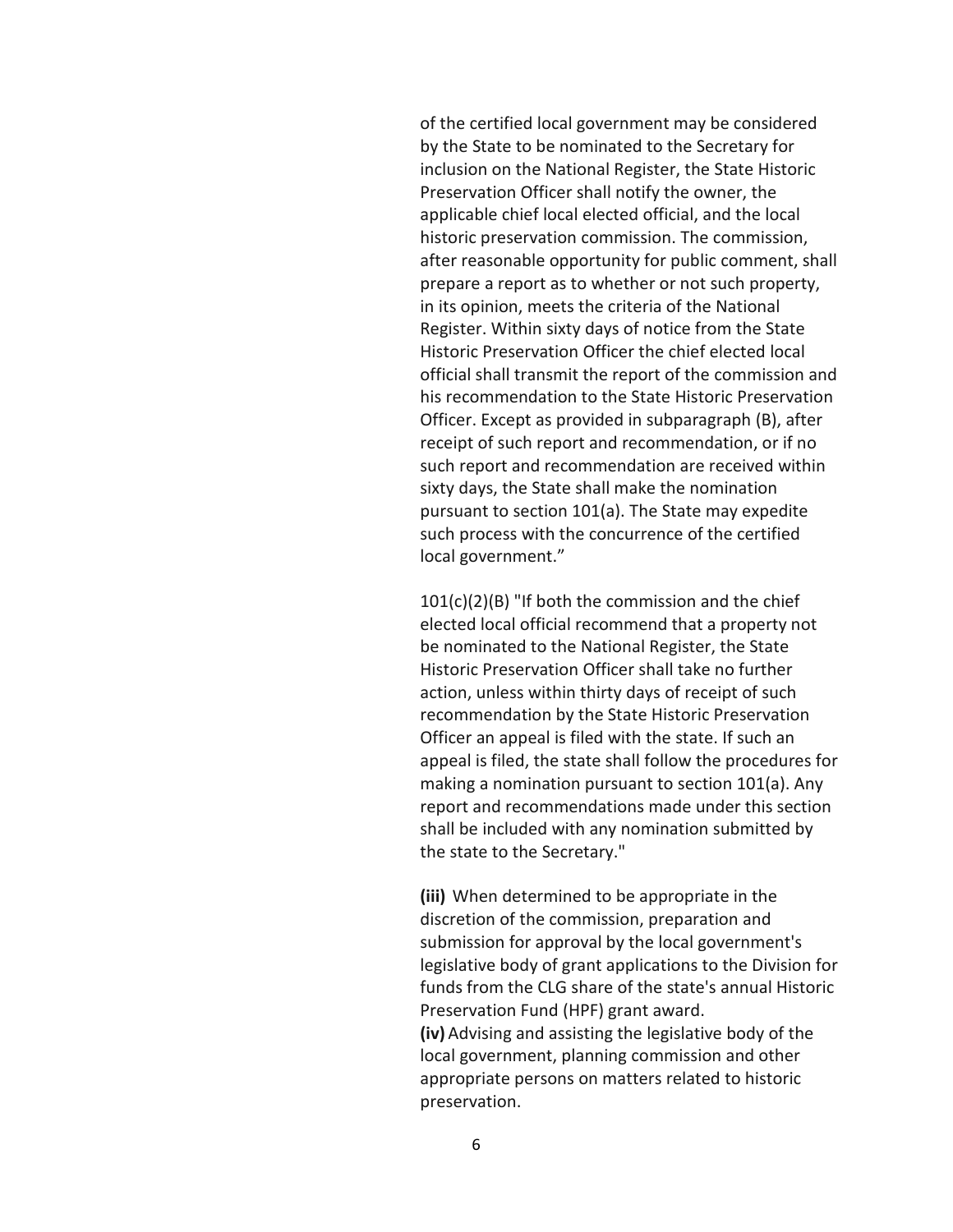of the certified local government may be considered by the State to be nominated to the Secretary for inclusion on the National Register, the State Historic Preservation Officer shall notify the owner, the applicable chief local elected official, and the local historic preservation commission. The commission, after reasonable opportunity for public comment, shall prepare a report as to whether or not such property, in its opinion, meets the criteria of the National Register. Within sixty days of notice from the State Historic Preservation Officer the chief elected local official shall transmit the report of the commission and his recommendation to the State Historic Preservation Officer. Except as provided in subparagraph (B), after receipt of such report and recommendation, or if no such report and recommendation are received within sixty days, the State shall make the nomination pursuant to section 101(a). The State may expedite such process with the concurrence of the certified local government."

101(c)(2)(B) "If both the commission and the chief elected local official recommend that a property not be nominated to the National Register, the State Historic Preservation Officer shall take no further action, unless within thirty days of receipt of such recommendation by the State Historic Preservation Officer an appeal is filed with the state. If such an appeal is filed, the state shall follow the procedures for making a nomination pursuant to section 101(a). Any report and recommendations made under this section shall be included with any nomination submitted by the state to the Secretary."

**(iii)** When determined to be appropriate in the discretion of the commission, preparation and submission for approval by the local government's legislative body of grant applications to the Division for funds from the CLG share of the state's annual Historic Preservation Fund (HPF) grant award.

**(iv)** Advising and assisting the legislative body of the local government, planning commission and other appropriate persons on matters related to historic preservation.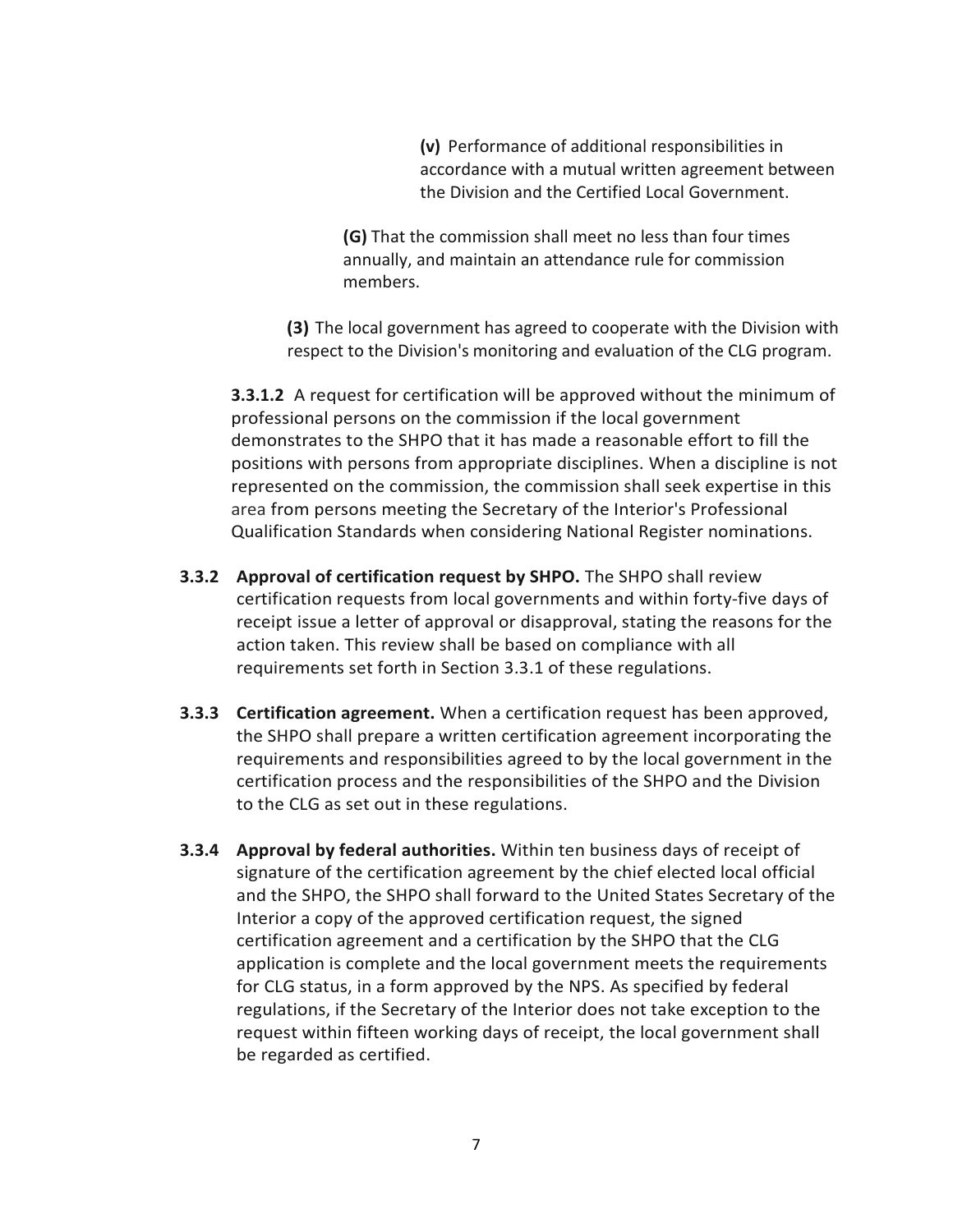**(v)** Performance of additional responsibilities in accordance with a mutual written agreement between the Division and the Certified Local Government.

**(G)** That the commission shall meet no less than four times annually, and maintain an attendance rule for commission members.

**(3)** The local government has agreed to cooperate with the Division with respect to the Division's monitoring and evaluation of the CLG program.

**3.3.1.2** A request for certification will be approved without the minimum of professional persons on the commission if the local government demonstrates to the SHPO that it has made a reasonable effort to fill the positions with persons from appropriate disciplines. When a discipline is not represented on the commission, the commission shall seek expertise in this area from persons meeting the Secretary of the Interior's Professional Qualification Standards when considering National Register nominations.

**3.3.2 Approval of certification request by SHPO.** The SHPO shall review certification requests from local governments and within forty-five days of receipt issue a letter of approval or disapproval, stating the reasons for the action taken. This review shall be based on compliance with all requirements set forth in Section 3.3.1 of these regulations.

**3.3.3 Certification agreement.** When a certification request has been approved, the SHPO shall prepare a written certification agreement incorporating the requirements and responsibilities agreed to by the local government in the certification process and the responsibilities of the SHPO and the Division to the CLG as set out in these regulations.

**3.3.4 Approval by federal authorities.** Within ten business days of receipt of signature of the certification agreement by the chief elected local official and the SHPO, the SHPO shall forward to the United States Secretary of the Interior a copy of the approved certification request, the signed certification agreement and a certification by the SHPO that the CLG application is complete and the local government meets the requirements for CLG status, in a form approved by the NPS. As specified by federal regulations, if the Secretary of the Interior does not take exception to the request within fifteen working days of receipt, the local government shall be regarded as certified.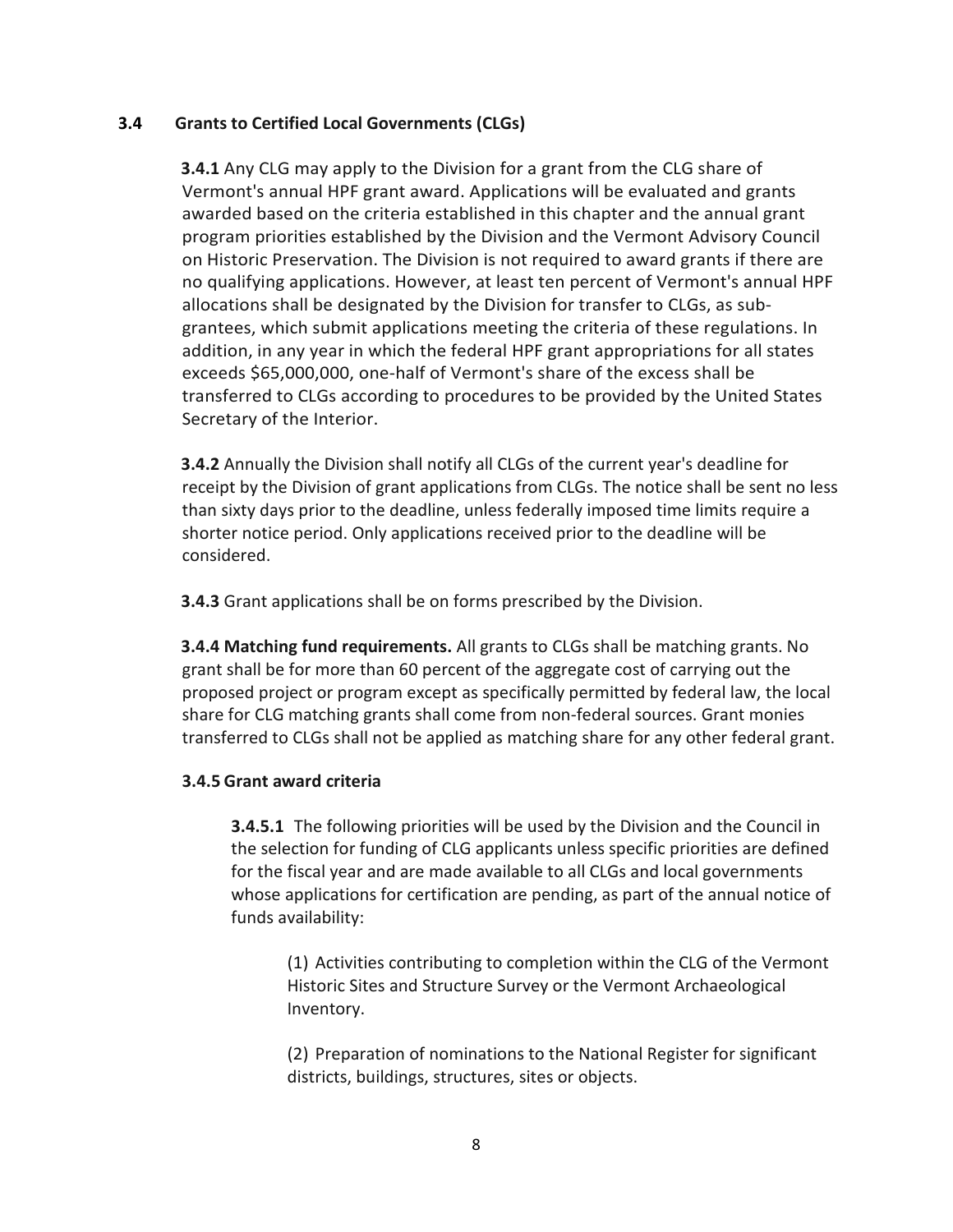### 3.4 Grants to Certified Local Governments (CLGs)

**3.4.1** Any CLG may apply to the Division for a grant from the CLG share of Vermont's annual HPF grant award. Applications will be evaluated and grants awarded based on the criteria established in this chapter and the annual grant program priorities established by the Division and the Vermont Advisory Council on Historic Preservation. The Division is not required to award grants if there are no qualifying applications. However, at least ten percent of Vermont's annual HPF allocations shall be designated by the Division for transfer to CLGs, as sub-grantees, which submit applications meeting the criteria of these regulations. In addition, in any year in which the federal HPF grant appropriations for all states exceeds $65,000,000, one-half of Vermont's share of the excess shall be transferred to CLGs according to procedures to be provided by the United States Secretary of the Interior.

**3.4.2** Annually the Division shall notify all CLGs of the current year's deadline for receipt by the Division of grant applications from CLGs. The notice shall be sent no less than sixty days prior to the deadline, unless federally imposed time limits require a shorter notice period. Only applications received prior to the deadline will be considered.

**3.4.3** Grant applications shall be on forms prescribed by the Division.

**3.4.4 Matching fund requirements.** All grants to CLGs shall be matching grants. No grant shall be for more than 60 percent of the aggregate cost of carrying out the proposed project or program except as specifically permitted by federal law, the local share for CLG matching grants shall come from non-federal sources. Grant monies transferred to CLGs shall not be applied as matching share for any other federal grant.

**3.4.5 Grant award criteria**

**3.4.5.1** The following priorities will be used by the Division and the Council in the selection for funding of CLG applicants unless specific priorities are defined for the fiscal year and are made available to all CLGs and local governments whose applications for certification are pending, as part of the annual notice of funds availability:

(1) Activities contributing to completion within the CLG of the Vermont Historic Sites and Structure Survey or the Vermont Archaeological Inventory.

(2) Preparation of nominations to the National Register for significant districts, buildings, structures, sites or objects.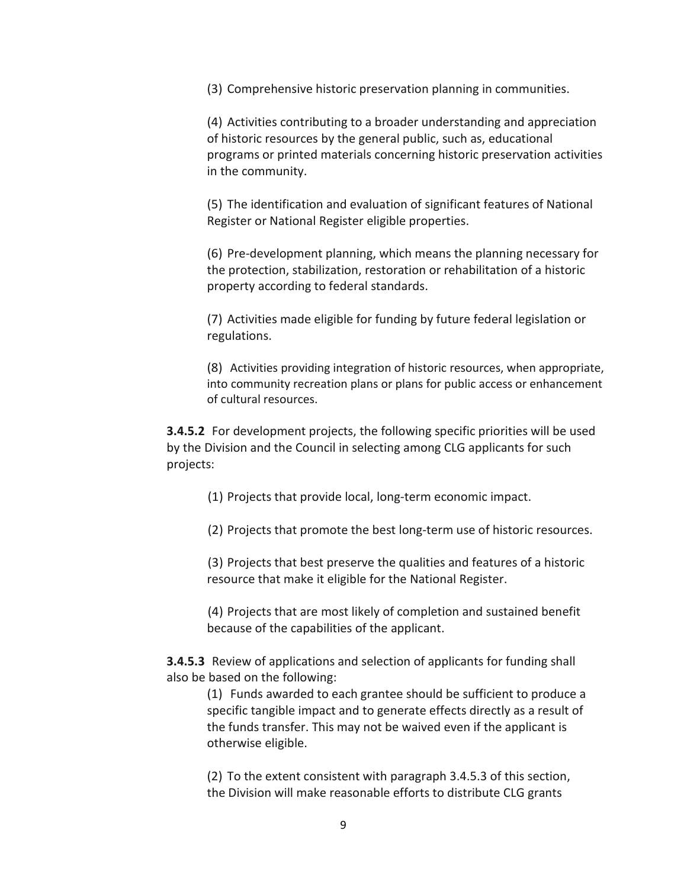(3) Comprehensive historic preservation planning in communities.

(4) Activities contributing to a broader understanding and appreciation of historic resources by the general public, such as, educational programs or printed materials concerning historic preservation activities in the community.

(5) The identification and evaluation of significant features of National Register or National Register eligible properties.

(6) Pre-development planning, which means the planning necessary for the protection, stabilization, restoration or rehabilitation of a historic property according to federal standards.

(7) Activities made eligible for funding by future federal legislation or regulations.

(8) Activities providing integration of historic resources, when appropriate, into community recreation plans or plans for public access or enhancement of cultural resources.

**3.4.5.2** For development projects, the following specific priorities will be used by the Division and the Council in selecting among CLG applicants for such projects:

(1) Projects that provide local, long-term economic impact.

(2) Projects that promote the best long-term use of historic resources.

(3) Projects that best preserve the qualities and features of a historic resource that make it eligible for the National Register.

(4) Projects that are most likely of completion and sustained benefit because of the capabilities of the applicant.

**3.4.5.3** Review of applications and selection of applicants for funding shall also be based on the following:

(1) Funds awarded to each grantee should be sufficient to produce a specific tangible impact and to generate effects directly as a result of the funds transfer. This may not be waived even if the applicant is otherwise eligible.

(2) To the extent consistent with paragraph 3.4.5.3 of this section, the Division will make reasonable efforts to distribute CLG grants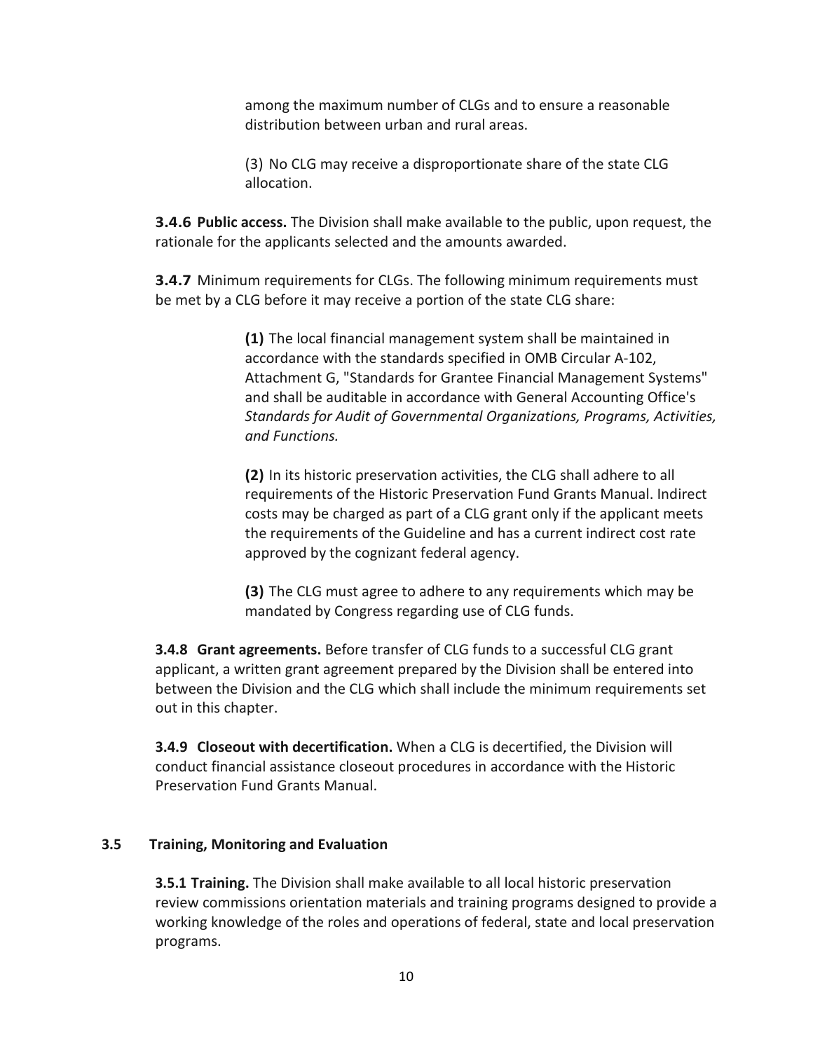among the maximum number of CLGs and to ensure a reasonable distribution between urban and rural areas.

(3) No CLG may receive a disproportionate share of the state CLG allocation.

**3.4.6 Public access.** The Division shall make available to the public, upon request, the rationale for the applicants selected and the amounts awarded.

**3.4.7** Minimum requirements for CLGs. The following minimum requirements must be met by a CLG before it may receive a portion of the state CLG share:

**(1)** The local financial management system shall be maintained in accordance with the standards specified in OMB Circular A-102, Attachment G, "Standards for Grantee Financial Management Systems" and shall be auditable in accordance with General Accounting Office's *Standards for Audit of Governmental Organizations, Programs, Activities, and Functions.*

**(2)** In its historic preservation activities, the CLG shall adhere to all requirements of the Historic Preservation Fund Grants Manual. Indirect costs may be charged as part of a CLG grant only if the applicant meets the requirements of the Guideline and has a current indirect cost rate approved by the cognizant federal agency.

**(3)** The CLG must agree to adhere to any requirements which may be mandated by Congress regarding use of CLG funds.

**3.4.8 Grant agreements.** Before transfer of CLG funds to a successful CLG grant applicant, a written grant agreement prepared by the Division shall be entered into between the Division and the CLG which shall include the minimum requirements set out in this chapter.

**3.4.9 Closeout with decertification.** When a CLG is decertified, the Division will conduct financial assistance closeout procedures in accordance with the Historic Preservation Fund Grants Manual.

### 3.5 Training, Monitoring and Evaluation

**3.5.1 Training.** The Division shall make available to all local historic preservation review commissions orientation materials and training programs designed to provide a working knowledge of the roles and operations of federal, state and local preservation programs.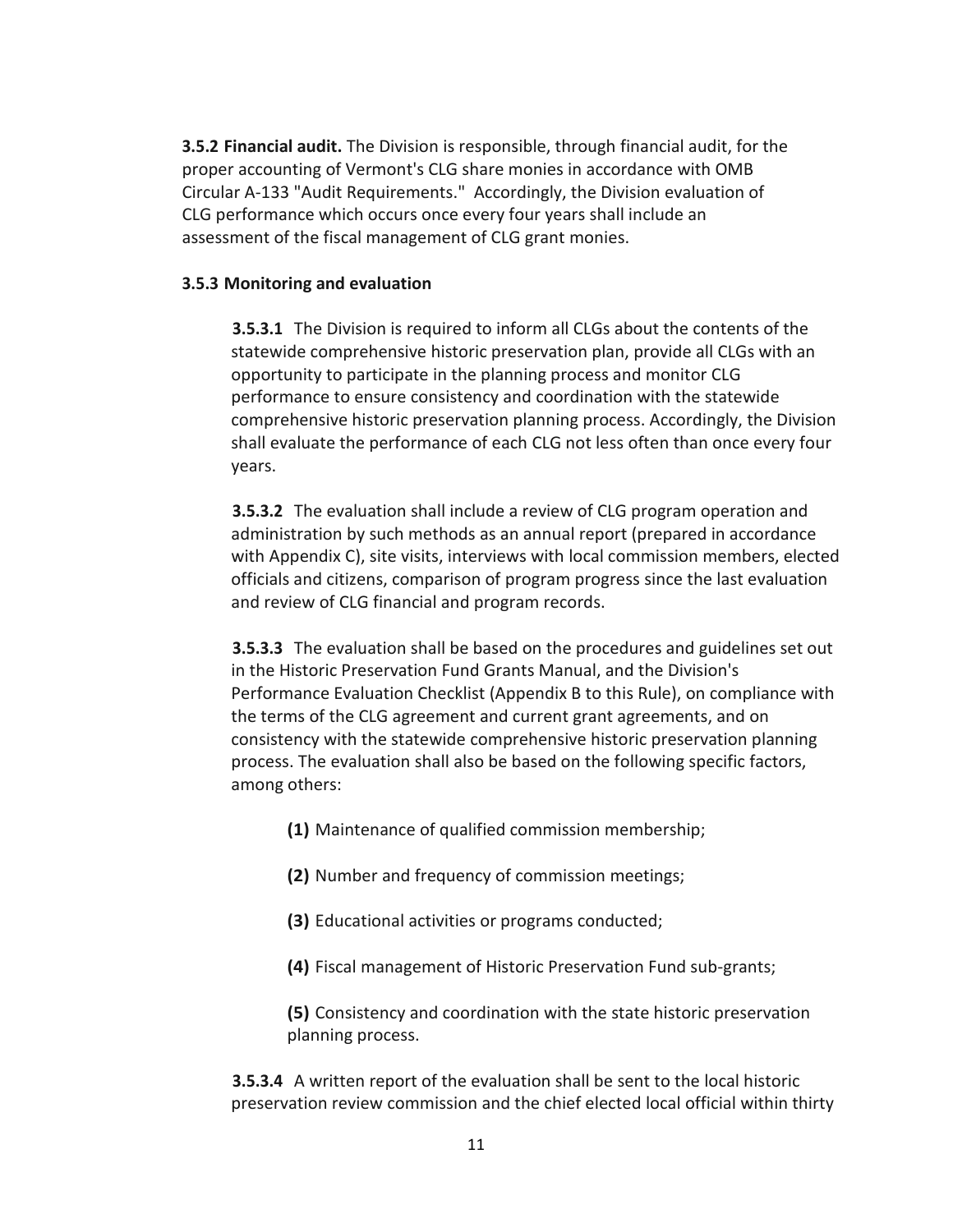**3.5.2 Financial audit.** The Division is responsible, through financial audit, for the proper accounting of Vermont's CLG share monies in accordance with OMB Circular A-133 "Audit Requirements." Accordingly, the Division evaluation of CLG performance which occurs once every four years shall include an assessment of the fiscal management of CLG grant monies.

**3.5.3 Monitoring and evaluation**

**3.5.3.1** The Division is required to inform all CLGs about the contents of the statewide comprehensive historic preservation plan, provide all CLGs with an opportunity to participate in the planning process and monitor CLG performance to ensure consistency and coordination with the statewide comprehensive historic preservation planning process. Accordingly, the Division shall evaluate the performance of each CLG not less often than once every four years.

**3.5.3.2** The evaluation shall include a review of CLG program operation and administration by such methods as an annual report (prepared in accordance with Appendix C), site visits, interviews with local commission members, elected officials and citizens, comparison of program progress since the last evaluation and review of CLG financial and program records.

**3.5.3.3** The evaluation shall be based on the procedures and guidelines set out in the Historic Preservation Fund Grants Manual, and the Division's Performance Evaluation Checklist (Appendix B to this Rule), on compliance with the terms of the CLG agreement and current grant agreements, and on consistency with the statewide comprehensive historic preservation planning process. The evaluation shall also be based on the following specific factors, among others:

**(1)** Maintenance of qualified commission membership;

**(2)** Number and frequency of commission meetings;

**(3)** Educational activities or programs conducted;

**(4)** Fiscal management of Historic Preservation Fund sub-grants;

**(5)** Consistency and coordination with the state historic preservation planning process.

**3.5.3.4** A written report of the evaluation shall be sent to the local historic preservation review commission and the chief elected local official within thirty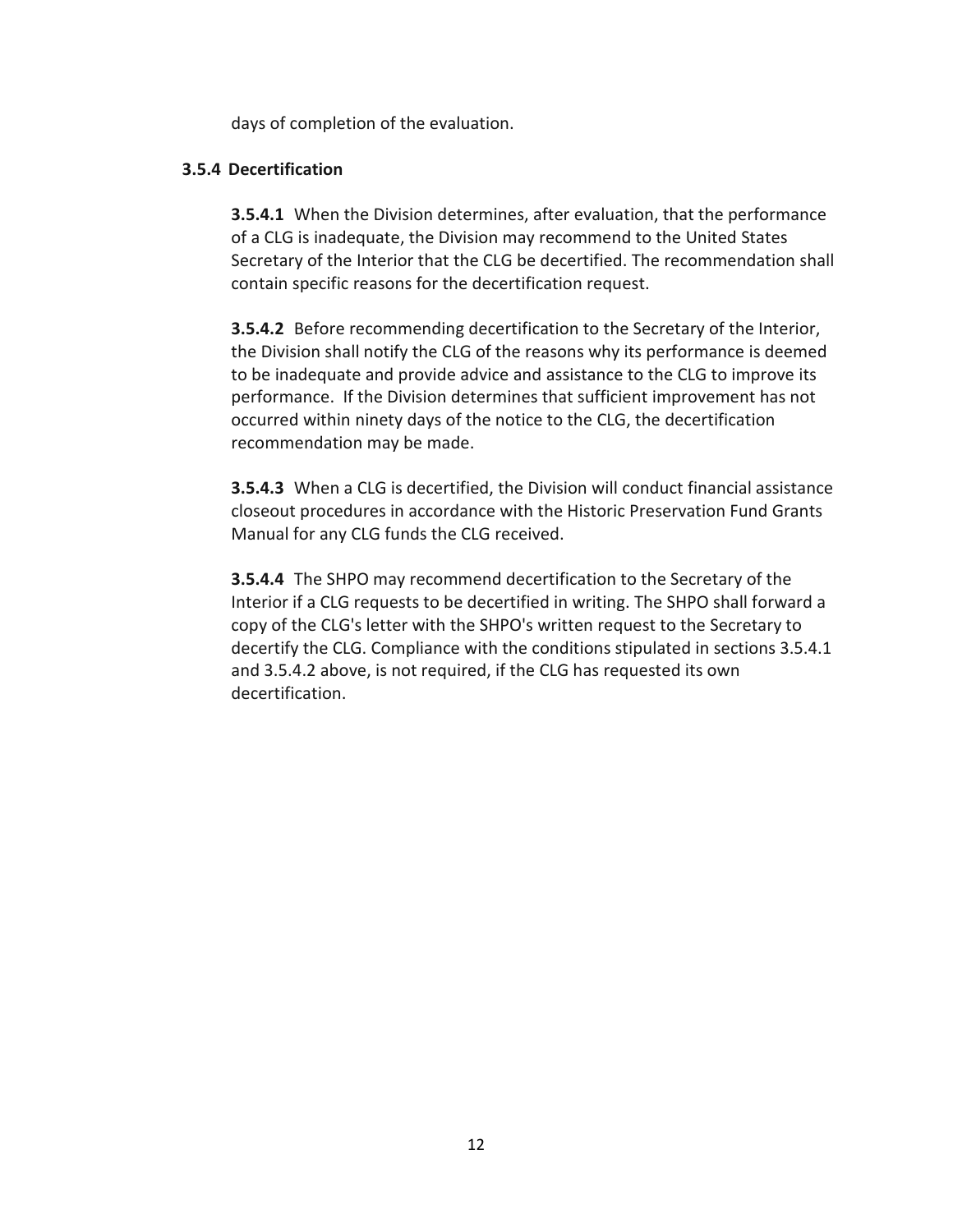days of completion of the evaluation.

### 3.5.4 Decertification

**3.5.4.1** When the Division determines, after evaluation, that the performance of a CLG is inadequate, the Division may recommend to the United States Secretary of the Interior that the CLG be decertified. The recommendation shall contain specific reasons for the decertification request.

**3.5.4.2** Before recommending decertification to the Secretary of the Interior, the Division shall notify the CLG of the reasons why its performance is deemed to be inadequate and provide advice and assistance to the CLG to improve its performance. If the Division determines that sufficient improvement has not occurred within ninety days of the notice to the CLG, the decertification recommendation may be made.

**3.5.4.3** When a CLG is decertified, the Division will conduct financial assistance closeout procedures in accordance with the Historic Preservation Fund Grants Manual for any CLG funds the CLG received.

**3.5.4.4** The SHPO may recommend decertification to the Secretary of the Interior if a CLG requests to be decertified in writing. The SHPO shall forward a copy of the CLG's letter with the SHPO's written request to the Secretary to decertify the CLG. Compliance with the conditions stipulated in sections 3.5.4.1 and 3.5.4.2 above, is not required, if the CLG has requested its own decertification.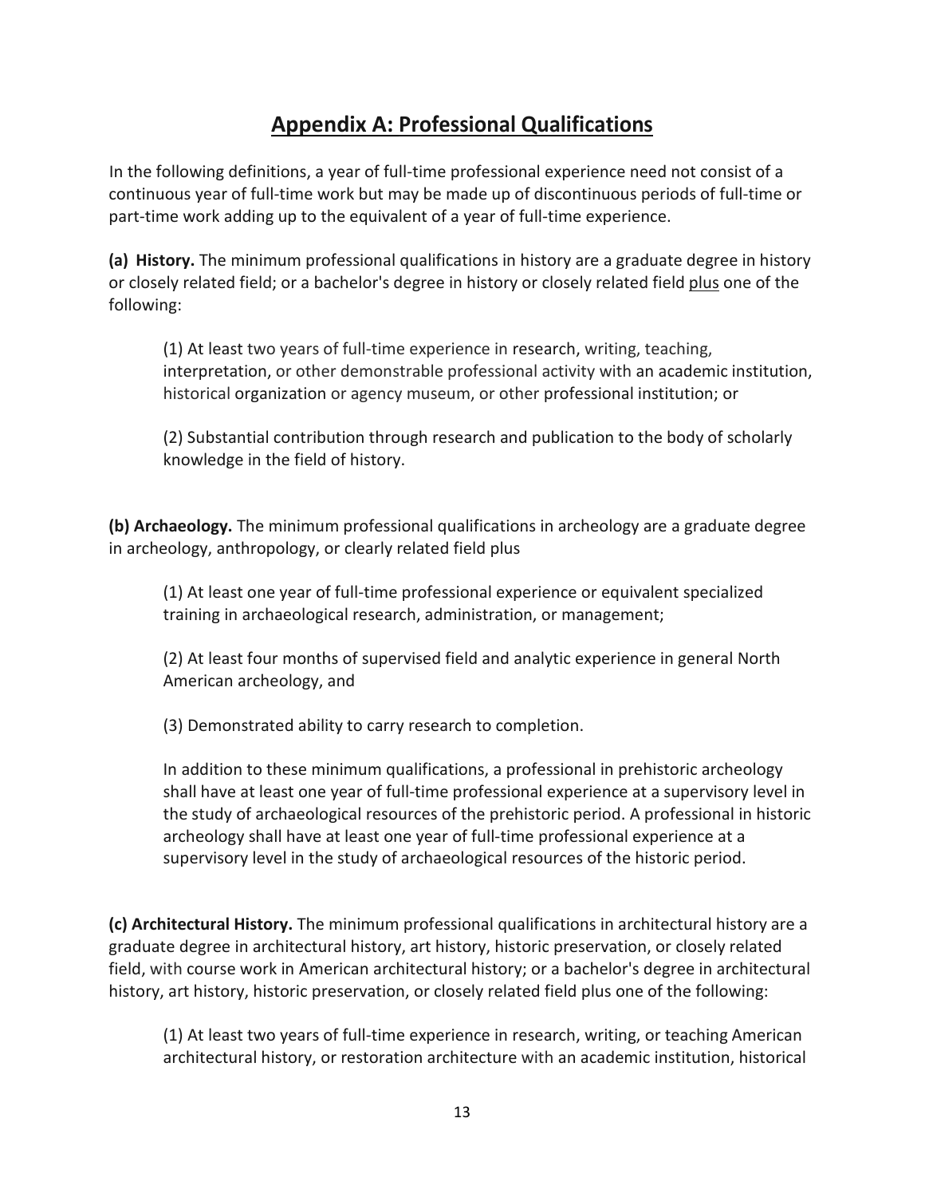## Appendix A: Professional Qualifications

In the following definitions, a year of full-time professional experience need not consist of a continuous year of full-time work but may be made up of discontinuous periods of full-time or part-time work adding up to the equivalent of a year of full-time experience.

**(a) History.** The minimum professional qualifications in history are a graduate degree in history or closely related field; or a bachelor's degree in history or closely related field plus one of the following:

(1) At least two years of full-time experience in research, writing, teaching, interpretation, or other demonstrable professional activity with an academic institution, historical organization or agency museum, or other professional institution; or

(2) Substantial contribution through research and publication to the body of scholarly knowledge in the field of history.

**(b) Archaeology.** The minimum professional qualifications in archeology are a graduate degree in archeology, anthropology, or clearly related field plus

(1) At least one year of full-time professional experience or equivalent specialized training in archaeological research, administration, or management;

(2) At least four months of supervised field and analytic experience in general North American archeology, and

(3) Demonstrated ability to carry research to completion.

In addition to these minimum qualifications, a professional in prehistoric archeology shall have at least one year of full-time professional experience at a supervisory level in the study of archaeological resources of the prehistoric period. A professional in historic archeology shall have at least one year of full-time professional experience at a supervisory level in the study of archaeological resources of the historic period.

**(c) Architectural History.** The minimum professional qualifications in architectural history are a graduate degree in architectural history, art history, historic preservation, or closely related field, with course work in American architectural history; or a bachelor's degree in architectural history, art history, historic preservation, or closely related field plus one of the following:

(1) At least two years of full-time experience in research, writing, or teaching American architectural history, or restoration architecture with an academic institution, historical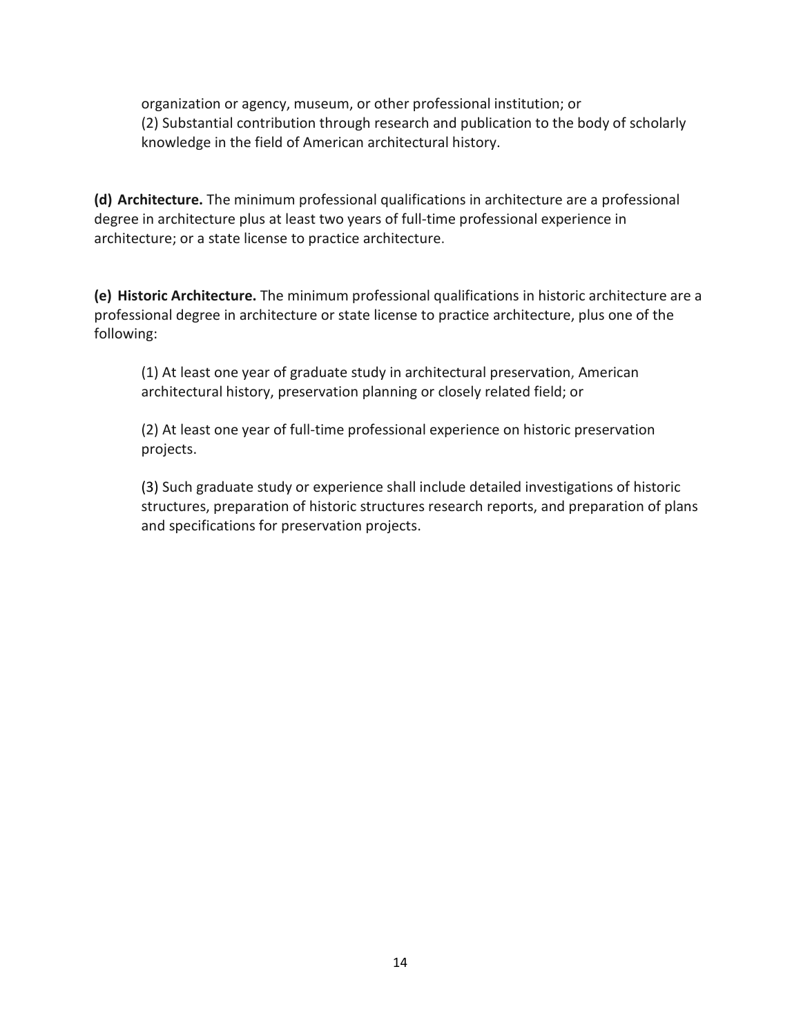organization or agency, museum, or other professional institution; or
(2) Substantial contribution through research and publication to the body of scholarly knowledge in the field of American architectural history.

**(d) Architecture.** The minimum professional qualifications in architecture are a professional degree in architecture plus at least two years of full-time professional experience in architecture; or a state license to practice architecture.

**(e) Historic Architecture.** The minimum professional qualifications in historic architecture are a professional degree in architecture or state license to practice architecture, plus one of the following:

(1) At least one year of graduate study in architectural preservation, American architectural history, preservation planning or closely related field; or

(2) At least one year of full-time professional experience on historic preservation projects.

(3) Such graduate study or experience shall include detailed investigations of historic structures, preparation of historic structures research reports, and preparation of plans and specifications for preservation projects.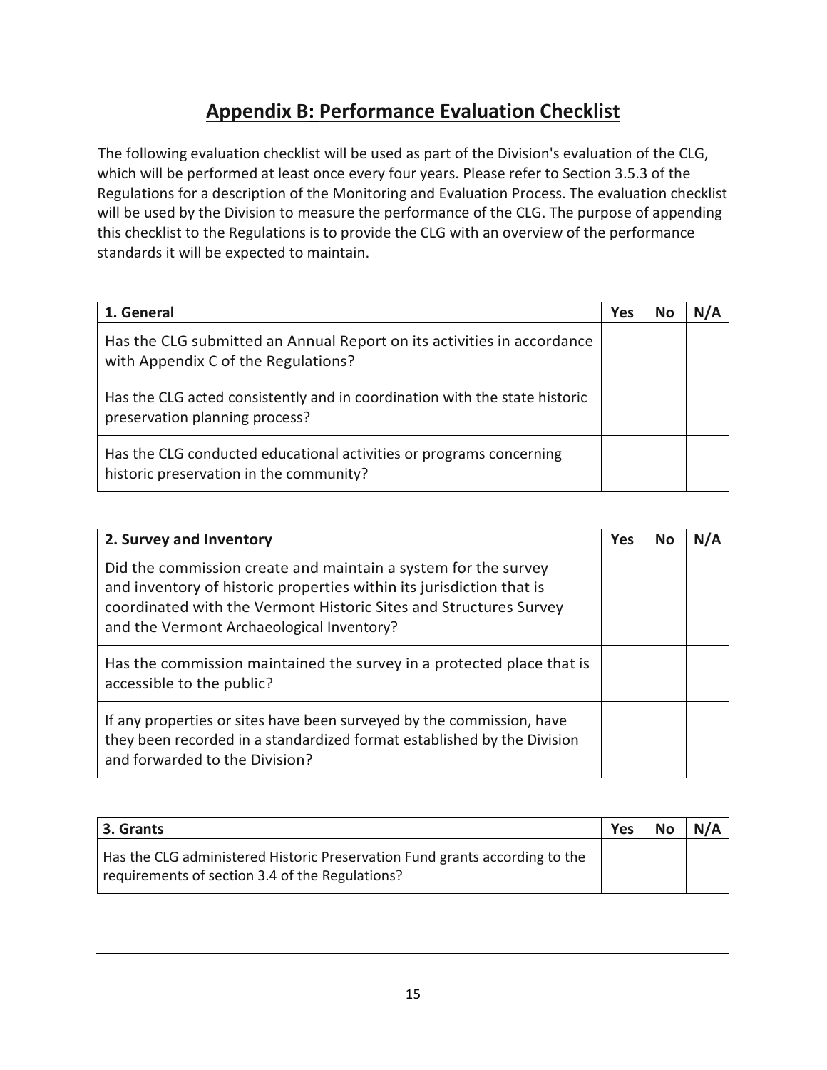## Appendix B: Performance Evaluation Checklist

The following evaluation checklist will be used as part of the Division's evaluation of the CLG, which will be performed at least once every four years. Please refer to Section 3.5.3 of the Regulations for a description of the Monitoring and Evaluation Process. The evaluation checklist will be used by the Division to measure the performance of the CLG. The purpose of appending this checklist to the Regulations is to provide the CLG with an overview of the performance standards it will be expected to maintain.

| 1. General | Yes | No | N/A |
|---|---|---|---|
| Has the CLG submitted an Annual Report on its activities in accordance with Appendix C of the Regulations? | | | |
| Has the CLG acted consistently and in coordination with the state historic preservation planning process? | | | |
| Has the CLG conducted educational activities or programs concerning historic preservation in the community? | | | |

| 2. Survey and Inventory | Yes | No | N/A |
|---|---|---|---|
| Did the commission create and maintain a system for the survey and inventory of historic properties within its jurisdiction that is coordinated with the Vermont Historic Sites and Structures Survey and the Vermont Archaeological Inventory? | | | |
| Has the commission maintained the survey in a protected place that is accessible to the public? | | | |
| If any properties or sites have been surveyed by the commission, have they been recorded in a standardized format established by the Division and forwarded to the Division? | | | |

| 3. Grants | Yes | No | N/A |
|---|---|---|---|
| Has the CLG administered Historic Preservation Fund grants according to the requirements of section 3.4 of the Regulations? | | | |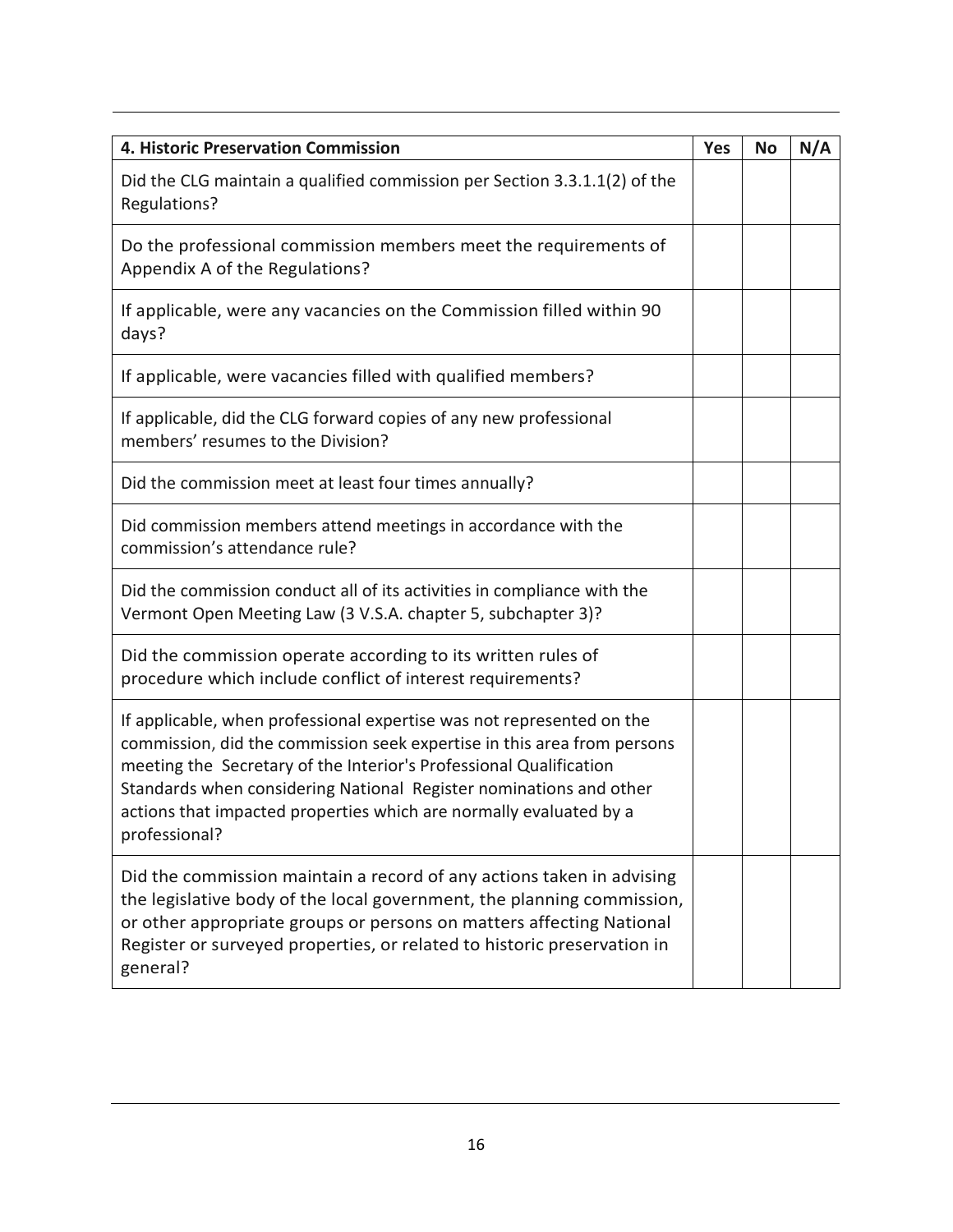| **4. Historic Preservation Commission** | **Yes** | **No** | **N/A** |
| --- | --- | --- | --- |
| Did the CLG maintain a qualified commission per Section 3.3.1.1(2) of the Regulations? | | | |
| Do the professional commission members meet the requirements of Appendix A of the Regulations? | | | |
| If applicable, were any vacancies on the Commission filled within 90 days? | | | |
| If applicable, were vacancies filled with qualified members? | | | |
| If applicable, did the CLG forward copies of any new professional members' resumes to the Division? | | | |
| Did the commission meet at least four times annually? | | | |
| Did commission members attend meetings in accordance with the commission's attendance rule? | | | |
| Did the commission conduct all of its activities in compliance with the Vermont Open Meeting Law (3 V.S.A. chapter 5, subchapter 3)? | | | |
| Did the commission operate according to its written rules of procedure which include conflict of interest requirements? | | | |
| If applicable, when professional expertise was not represented on the commission, did the commission seek expertise in this area from persons meeting the Secretary of the Interior's Professional Qualification Standards when considering National Register nominations and other actions that impacted properties which are normally evaluated by a professional? | | | |
| Did the commission maintain a record of any actions taken in advising the legislative body of the local government, the planning commission, or other appropriate groups or persons on matters affecting National Register or surveyed properties, or related to historic preservation in general? | | | |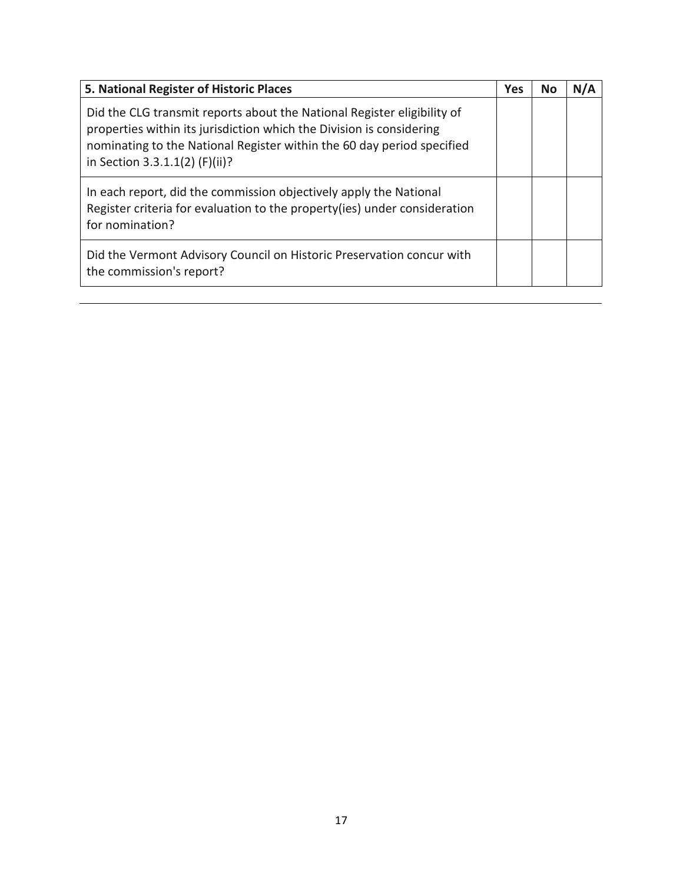| **5. National Register of Historic Places** | **Yes** | **No** | **N/A** |
| --- | --- | --- | --- |
| Did the CLG transmit reports about the National Register eligibility of properties within its jurisdiction which the Division is considering nominating to the National Register within the 60 day period specified in Section 3.3.1.1(2) (F)(ii)? | | | |
| In each report, did the commission objectively apply the National Register criteria for evaluation to the property(ies) under consideration for nomination? | | | |
| Did the Vermont Advisory Council on Historic Preservation concur with the commission's report? | | | |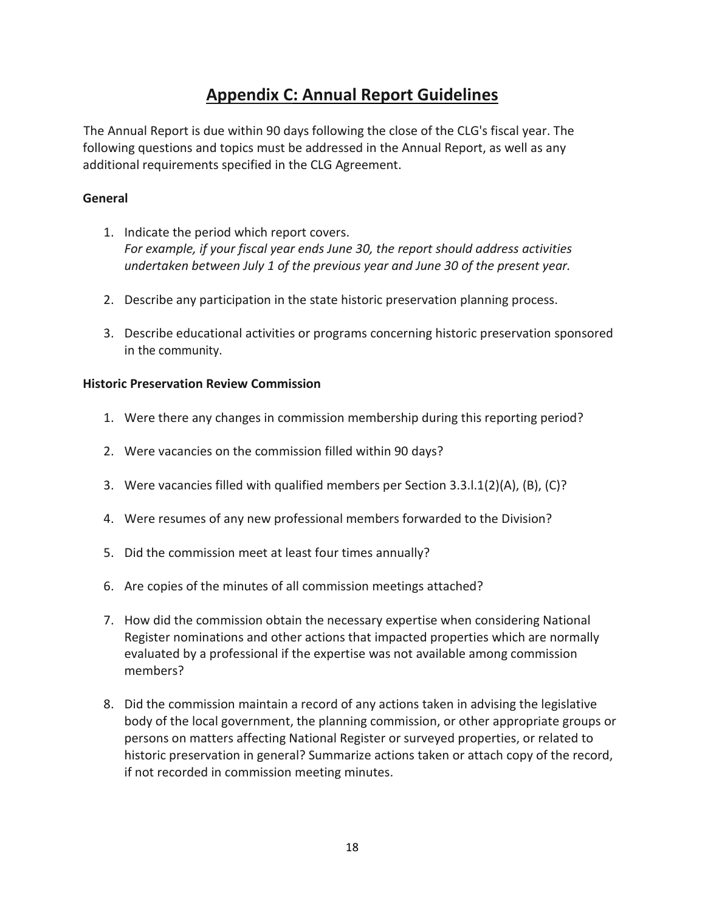# Appendix C: Annual Report Guidelines

The Annual Report is due within 90 days following the close of the CLG's fiscal year. The following questions and topics must be addressed in the Annual Report, as well as any additional requirements specified in the CLG Agreement.

**General**

1. Indicate the period which report covers.
   *For example, if your fiscal year ends June 30, the report should address activities undertaken between July 1 of the previous year and June 30 of the present year.*

2. Describe any participation in the state historic preservation planning process.

3. Describe educational activities or programs concerning historic preservation sponsored in the community.

**Historic Preservation Review Commission**

1. Were there any changes in commission membership during this reporting period?

2. Were vacancies on the commission filled within 90 days?

3. Were vacancies filled with qualified members per Section 3.3.l.1(2)(A), (B), (C)?

4. Were resumes of any new professional members forwarded to the Division?

5. Did the commission meet at least four times annually?

6. Are copies of the minutes of all commission meetings attached?

7. How did the commission obtain the necessary expertise when considering National Register nominations and other actions that impacted properties which are normally evaluated by a professional if the expertise was not available among commission members?

8. Did the commission maintain a record of any actions taken in advising the legislative body of the local government, the planning commission, or other appropriate groups or persons on matters affecting National Register or surveyed properties, or related to historic preservation in general? Summarize actions taken or attach copy of the record, if not recorded in commission meeting minutes.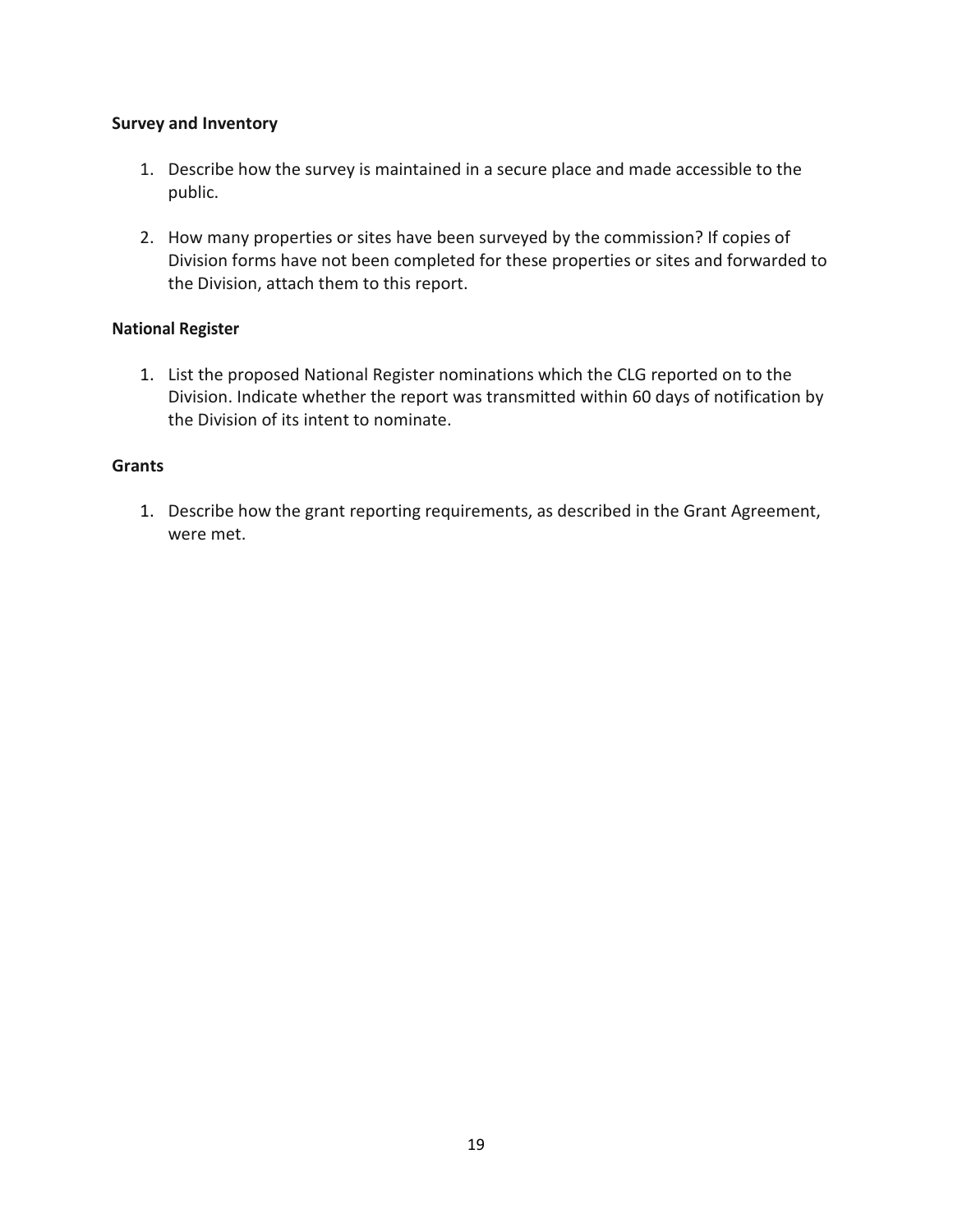**Survey and Inventory**

1. Describe how the survey is maintained in a secure place and made accessible to the public.

2. How many properties or sites have been surveyed by the commission? If copies of Division forms have not been completed for these properties or sites and forwarded to the Division, attach them to this report.

**National Register**

1. List the proposed National Register nominations which the CLG reported on to the Division. Indicate whether the report was transmitted within 60 days of notification by the Division of its intent to nominate.

**Grants**

1. Describe how the grant reporting requirements, as described in the Grant Agreement, were met.